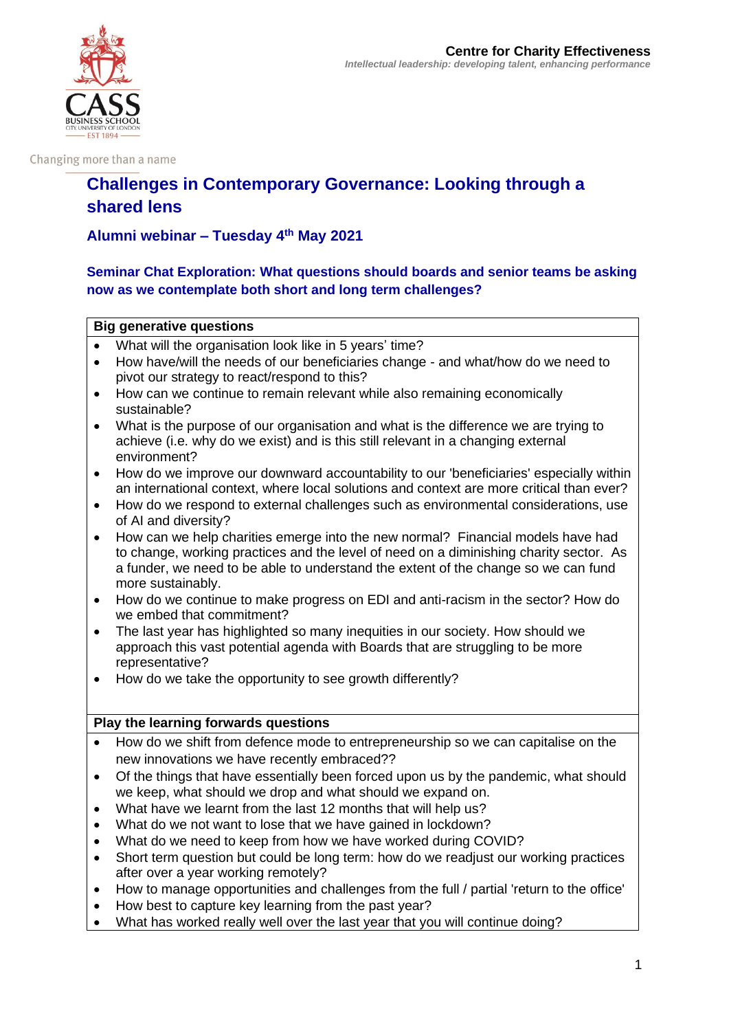Centre for Charity Effectiveness

*Intellectual leadership: developing talent, enhancing performance*

Changing more than a name

# Challenges in Contemporary Governance: Looking through a shared lens

## Alumni webinar – Tuesday 4th May 2021

### Seminar Chat Exploration: What questions should boards and senior teams be asking now as we contemplate both short and long term challenges?

**Big generative questions**

- What will the organisation look like in 5 years' time?
- How have/will the needs of our beneficiaries change - and what/how do we need to pivot our strategy to react/respond to this?
- How can we continue to remain relevant while also remaining economically sustainable?
- What is the purpose of our organisation and what is the difference we are trying to achieve (i.e. why do we exist) and is this still relevant in a changing external environment?
- How do we improve our downward accountability to our 'beneficiaries' especially within an international context, where local solutions and context are more critical than ever?
- How do we respond to external challenges such as environmental considerations, use of AI and diversity?
- How can we help charities emerge into the new normal? Financial models have had to change, working practices and the level of need on a diminishing charity sector. As a funder, we need to be able to understand the extent of the change so we can fund more sustainably.
- How do we continue to make progress on EDI and anti-racism in the sector? How do we embed that commitment?
- The last year has highlighted so many inequities in our society. How should we approach this vast potential agenda with Boards that are struggling to be more representative?
- How do we take the opportunity to see growth differently?

**Play the learning forwards questions**

- How do we shift from defence mode to entrepreneurship so we can capitalise on the new innovations we have recently embraced??
- Of the things that have essentially been forced upon us by the pandemic, what should we keep, what should we drop and what should we expand on.
- What have we learnt from the last 12 months that will help us?
- What do we not want to lose that we have gained in lockdown?
- What do we need to keep from how we have worked during COVID?
- Short term question but could be long term: how do we readjust our working practices after over a year working remotely?
- How to manage opportunities and challenges from the full / partial 'return to the office'
- How best to capture key learning from the past year?
- What has worked really well over the last year that you will continue doing?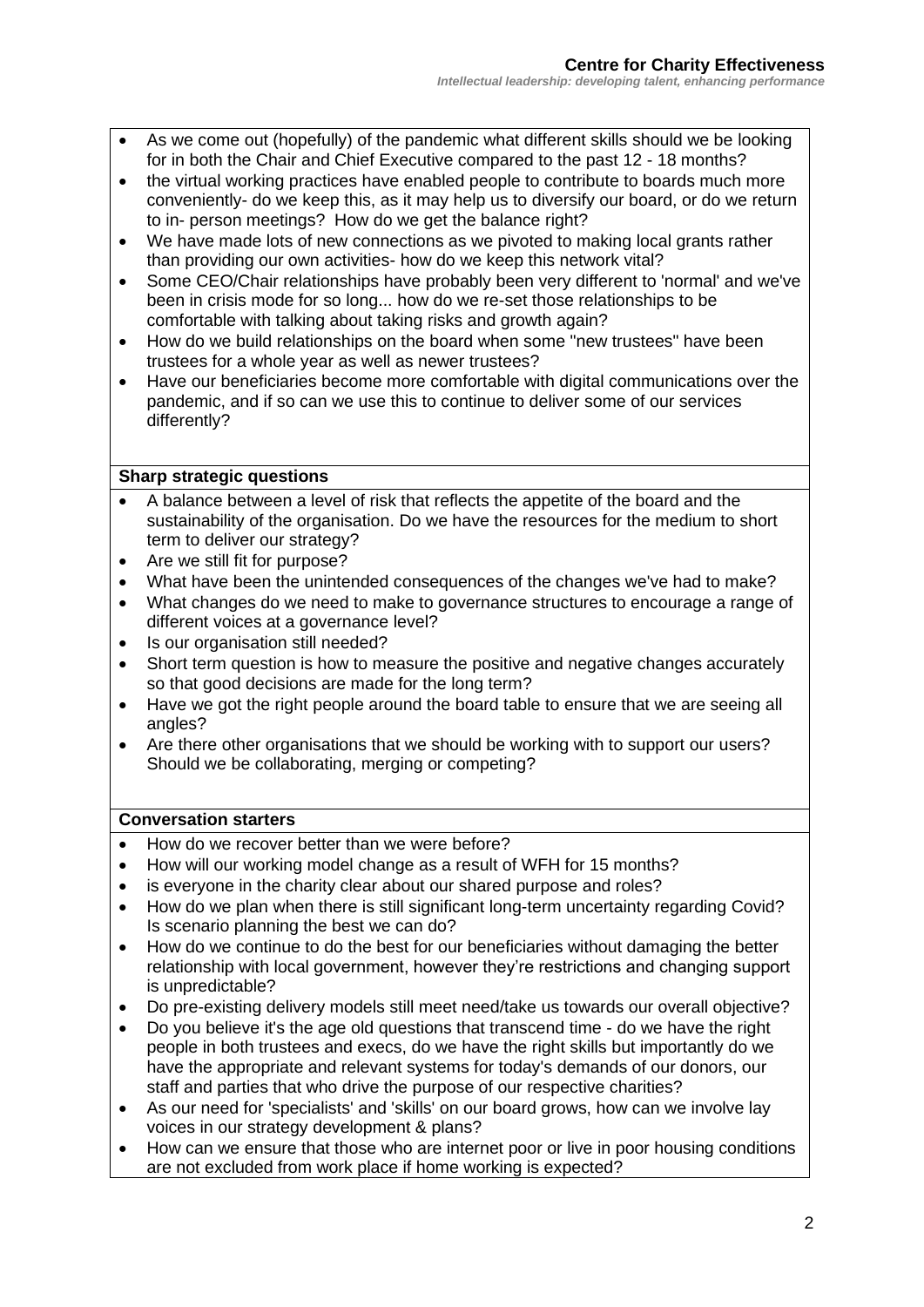- As we come out (hopefully) of the pandemic what different skills should we be looking for in both the Chair and Chief Executive compared to the past 12 - 18 months?
- the virtual working practices have enabled people to contribute to boards much more conveniently- do we keep this, as it may help us to diversify our board, or do we return to in- person meetings? How do we get the balance right?
- We have made lots of new connections as we pivoted to making local grants rather than providing our own activities- how do we keep this network vital?
- Some CEO/Chair relationships have probably been very different to 'normal' and we've been in crisis mode for so long... how do we re-set those relationships to be comfortable with talking about taking risks and growth again?
- How do we build relationships on the board when some "new trustees" have been trustees for a whole year as well as newer trustees?
- Have our beneficiaries become more comfortable with digital communications over the pandemic, and if so can we use this to continue to deliver some of our services differently?

**Sharp strategic questions**

- A balance between a level of risk that reflects the appetite of the board and the sustainability of the organisation. Do we have the resources for the medium to short term to deliver our strategy?
- Are we still fit for purpose?
- What have been the unintended consequences of the changes we've had to make?
- What changes do we need to make to governance structures to encourage a range of different voices at a governance level?
- Is our organisation still needed?
- Short term question is how to measure the positive and negative changes accurately so that good decisions are made for the long term?
- Have we got the right people around the board table to ensure that we are seeing all angles?
- Are there other organisations that we should be working with to support our users? Should we be collaborating, merging or competing?

**Conversation starters**

- How do we recover better than we were before?
- How will our working model change as a result of WFH for 15 months?
- is everyone in the charity clear about our shared purpose and roles?
- How do we plan when there is still significant long-term uncertainty regarding Covid? Is scenario planning the best we can do?
- How do we continue to do the best for our beneficiaries without damaging the better relationship with local government, however they're restrictions and changing support is unpredictable?
- Do pre-existing delivery models still meet need/take us towards our overall objective?
- Do you believe it's the age old questions that transcend time - do we have the right people in both trustees and execs, do we have the right skills but importantly do we have the appropriate and relevant systems for today's demands of our donors, our staff and parties that who drive the purpose of our respective charities?
- As our need for 'specialists' and 'skills' on our board grows, how can we involve lay voices in our strategy development & plans?
- How can we ensure that those who are internet poor or live in poor housing conditions are not excluded from work place if home working is expected?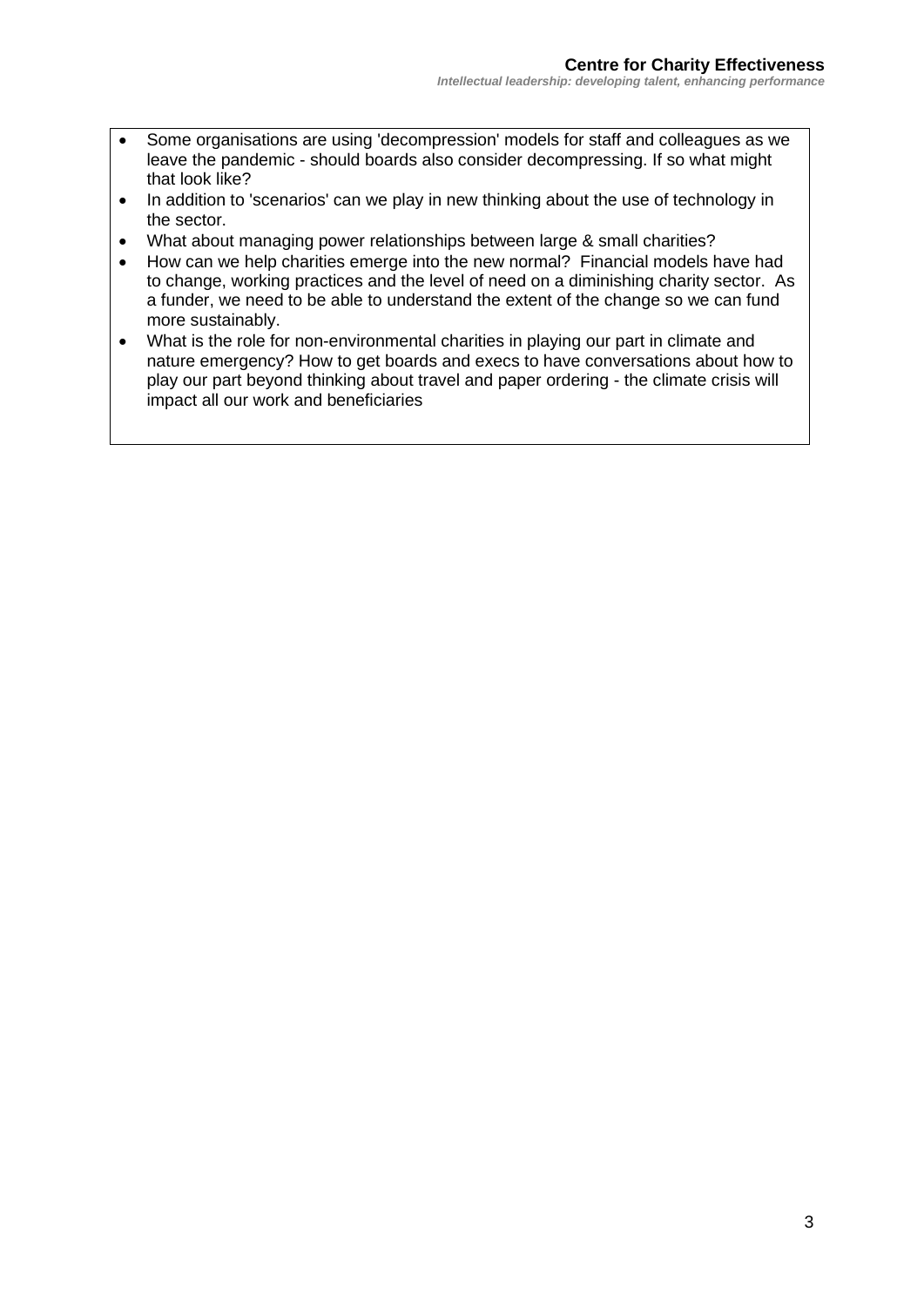- Some organisations are using 'decompression' models for staff and colleagues as we leave the pandemic - should boards also consider decompressing. If so what might that look like?
- In addition to 'scenarios' can we play in new thinking about the use of technology in the sector.
- What about managing power relationships between large & small charities?
- How can we help charities emerge into the new normal? Financial models have had to change, working practices and the level of need on a diminishing charity sector. As a funder, we need to be able to understand the extent of the change so we can fund more sustainably.
- What is the role for non-environmental charities in playing our part in climate and nature emergency? How to get boards and execs to have conversations about how to play our part beyond thinking about travel and paper ordering - the climate crisis will impact all our work and beneficiaries